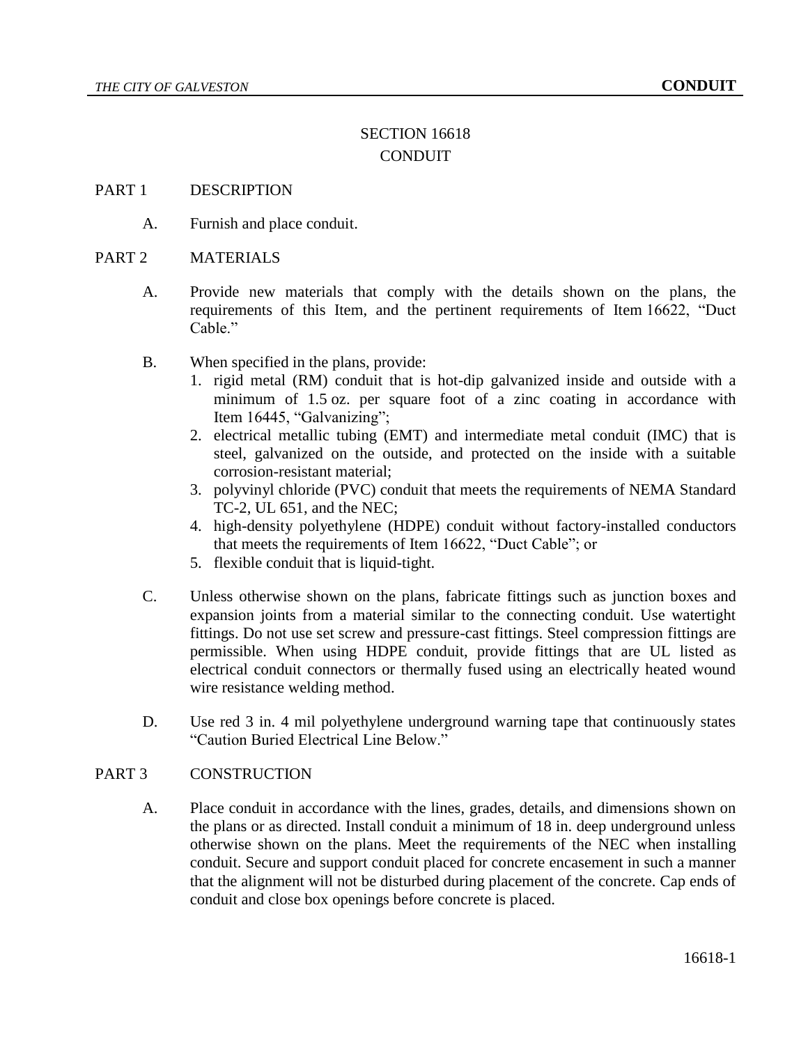# SECTION 16618
# CONDUIT

## PART 1 DESCRIPTION

A. Furnish and place conduit.

## PART 2 MATERIALS

A. Provide new materials that comply with the details shown on the plans, the requirements of this Item, and the pertinent requirements of Item 16622, "Duct Cable."

B. When specified in the plans, provide:

1. rigid metal (RM) conduit that is hot-dip galvanized inside and outside with a minimum of 1.5 oz. per square foot of a zinc coating in accordance with Item 16445, "Galvanizing";
2. electrical metallic tubing (EMT) and intermediate metal conduit (IMC) that is steel, galvanized on the outside, and protected on the inside with a suitable corrosion-resistant material;
3. polyvinyl chloride (PVC) conduit that meets the requirements of NEMA Standard TC-2, UL 651, and the NEC;
4. high-density polyethylene (HDPE) conduit without factory-installed conductors that meets the requirements of Item 16622, "Duct Cable"; or
5. flexible conduit that is liquid-tight.

C. Unless otherwise shown on the plans, fabricate fittings such as junction boxes and expansion joints from a material similar to the connecting conduit. Use watertight fittings. Do not use set screw and pressure-cast fittings. Steel compression fittings are permissible. When using HDPE conduit, provide fittings that are UL listed as electrical conduit connectors or thermally fused using an electrically heated wound wire resistance welding method.

D. Use red 3 in. 4 mil polyethylene underground warning tape that continuously states "Caution Buried Electrical Line Below."

## PART 3 CONSTRUCTION

A. Place conduit in accordance with the lines, grades, details, and dimensions shown on the plans or as directed. Install conduit a minimum of 18 in. deep underground unless otherwise shown on the plans. Meet the requirements of the NEC when installing conduit. Secure and support conduit placed for concrete encasement in such a manner that the alignment will not be disturbed during placement of the concrete. Cap ends of conduit and close box openings before concrete is placed.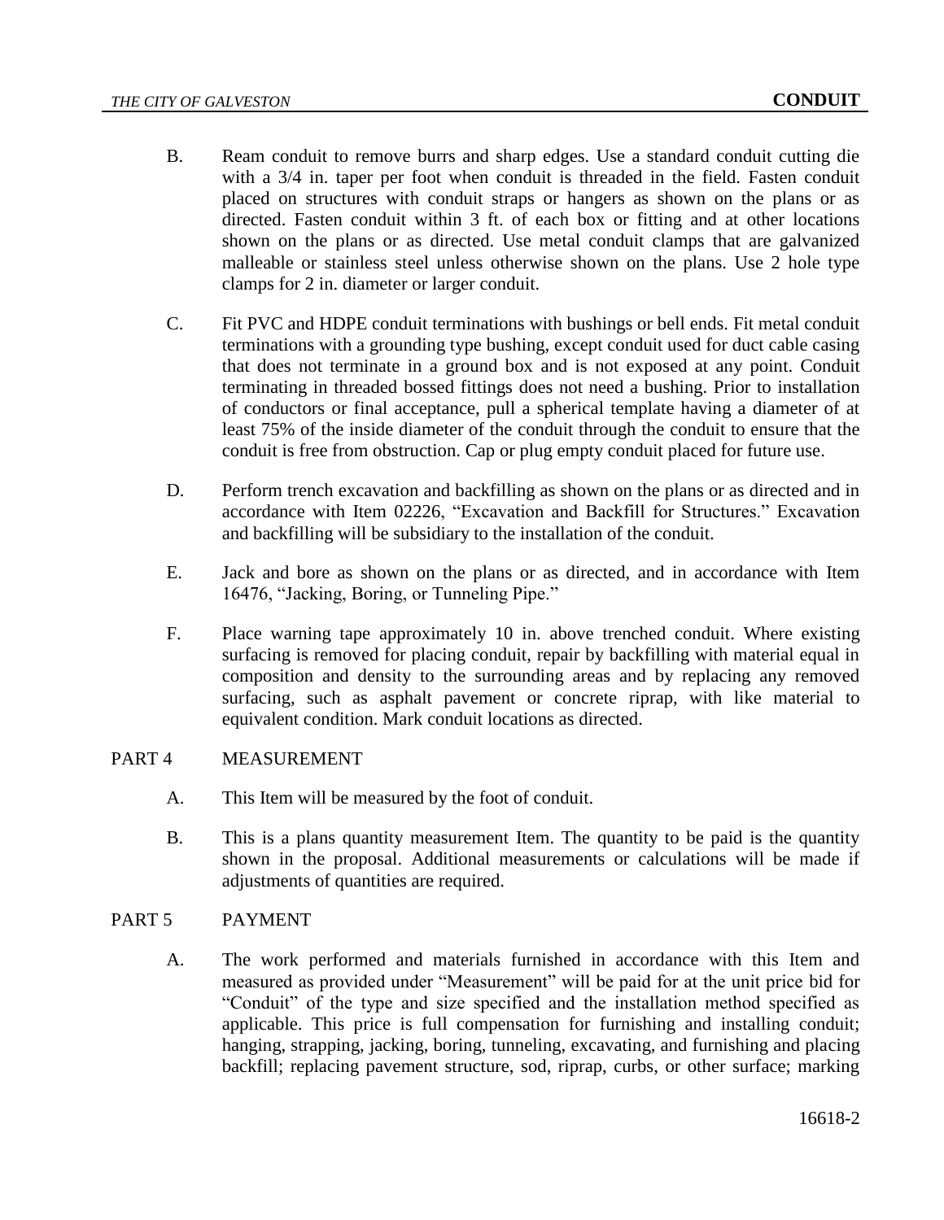B. Ream conduit to remove burrs and sharp edges. Use a standard conduit cutting die with a 3/4 in. taper per foot when conduit is threaded in the field. Fasten conduit placed on structures with conduit straps or hangers as shown on the plans or as directed. Fasten conduit within 3 ft. of each box or fitting and at other locations shown on the plans or as directed. Use metal conduit clamps that are galvanized malleable or stainless steel unless otherwise shown on the plans. Use 2 hole type clamps for 2 in. diameter or larger conduit.

C. Fit PVC and HDPE conduit terminations with bushings or bell ends. Fit metal conduit terminations with a grounding type bushing, except conduit used for duct cable casing that does not terminate in a ground box and is not exposed at any point. Conduit terminating in threaded bossed fittings does not need a bushing. Prior to installation of conductors or final acceptance, pull a spherical template having a diameter of at least 75% of the inside diameter of the conduit through the conduit to ensure that the conduit is free from obstruction. Cap or plug empty conduit placed for future use.

D. Perform trench excavation and backfilling as shown on the plans or as directed and in accordance with Item 02226, "Excavation and Backfill for Structures." Excavation and backfilling will be subsidiary to the installation of the conduit.

E. Jack and bore as shown on the plans or as directed, and in accordance with Item 16476, "Jacking, Boring, or Tunneling Pipe."

F. Place warning tape approximately 10 in. above trenched conduit. Where existing surfacing is removed for placing conduit, repair by backfilling with material equal in composition and density to the surrounding areas and by replacing any removed surfacing, such as asphalt pavement or concrete riprap, with like material to equivalent condition. Mark conduit locations as directed.

## PART 4 MEASUREMENT

A. This Item will be measured by the foot of conduit.

B. This is a plans quantity measurement Item. The quantity to be paid is the quantity shown in the proposal. Additional measurements or calculations will be made if adjustments of quantities are required.

## PART 5 PAYMENT

A. The work performed and materials furnished in accordance with this Item and measured as provided under "Measurement" will be paid for at the unit price bid for "Conduit" of the type and size specified and the installation method specified as applicable. This price is full compensation for furnishing and installing conduit; hanging, strapping, jacking, boring, tunneling, excavating, and furnishing and placing backfill; replacing pavement structure, sod, riprap, curbs, or other surface; marking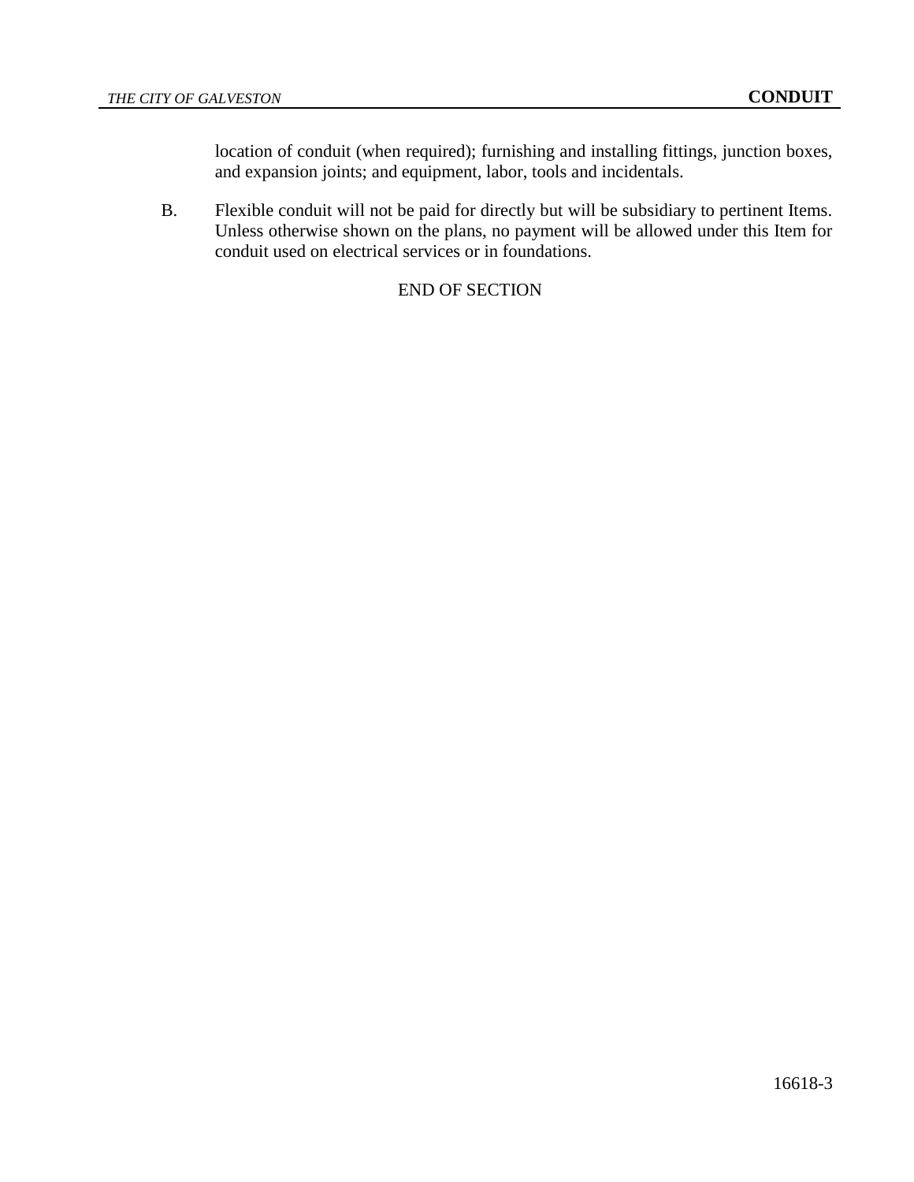location of conduit (when required); furnishing and installing fittings, junction boxes, and expansion joints; and equipment, labor, tools and incidentals.

B. Flexible conduit will not be paid for directly but will be subsidiary to pertinent Items. Unless otherwise shown on the plans, no payment will be allowed under this Item for conduit used on electrical services or in foundations.

END OF SECTION